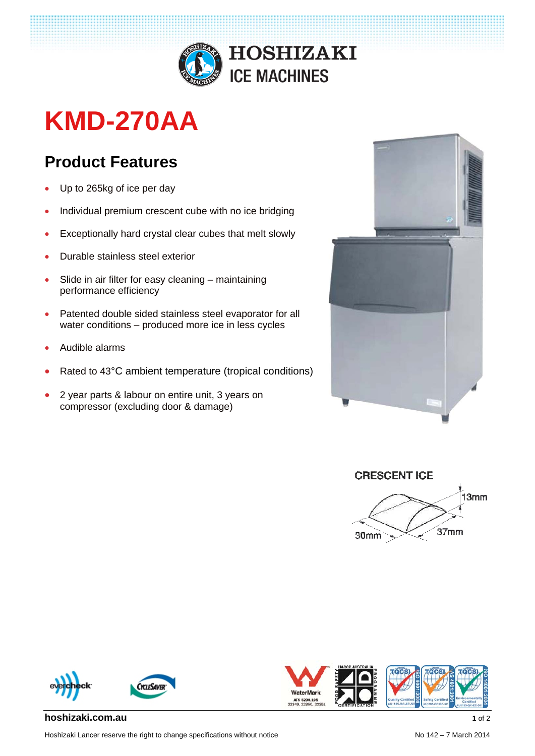# KMD-270AA

## Product Features

- Up to 265kg of ice per day
- Individual premium crescent cube with no ice bridging
- Exceptionally hard crystal clear cubes that melt slowly
- Durable stainless steel exterior
- Slide in air filter for easy cleaning – maintaining performance efficiency
- Patented double sided stainless steel evaporator for all water conditions – produced more ice in less cycles
- Audible alarms
- Rated to 43°C ambient temperature (tropical conditions)
- 2 year parts & labour on entire unit, 3 years on compressor (excluding door & damage)

CRESCENT ICE

13mm

30mm

37mm

**hoshizaki.com.au**

Hoshizaki Lancer reserve the right to change specifications without notice

No 142 – 7 March 2014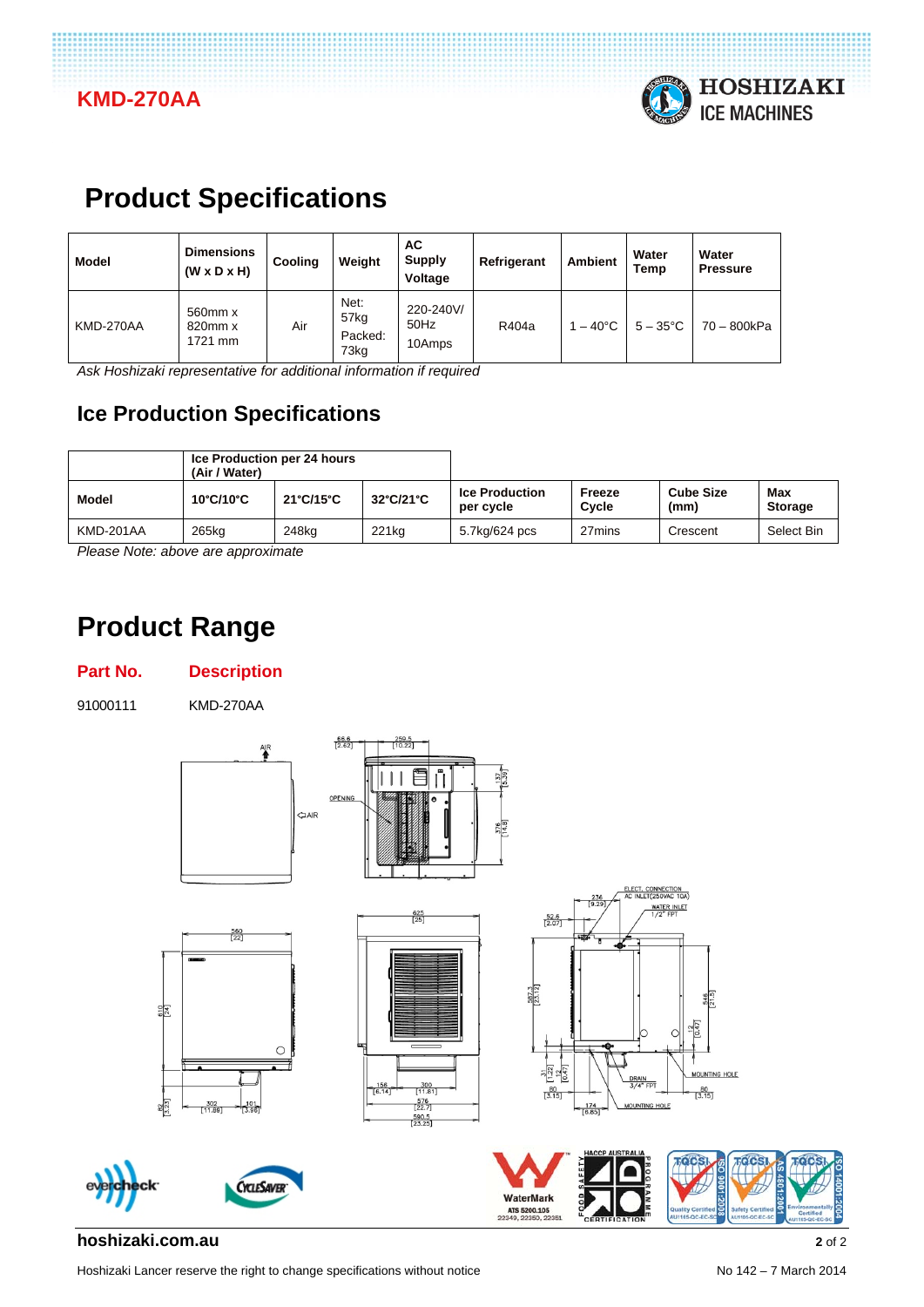KMD-270AA

# Product Specifications

| Model | Dimensions (W x D x H) | Cooling | Weight | AC Supply Voltage | Refrigerant | Ambient | Water Temp | Water Pressure |
|---|---|---|---|---|---|---|---|---|
| KMD-270AA | 560mm x 820mm x 1721 mm | Air | Net: 57kg Packed: 73kg | 220-240V/ 50Hz 10Amps | R404a | 1 – 40°C | 5 – 35°C | 70 – 800kPa |

*Ask Hoshizaki representative for additional information if required*

## Ice Production Specifications

| | Ice Production per 24 hours (Air / Water) | | | | | | |
|---|---|---|---|---|---|---|---|
| Model | 10°C/10°C | 21°C/15°C | 32°C/21°C | Ice Production per cycle | Freeze Cycle | Cube Size (mm) | Max Storage |
| KMD-201AA | 265kg | 248kg | 221kg | 5.7kg/624 pcs | 27mins | Crescent | Select Bin |

*Please Note: above are approximate*

# Product Range

| Part No. | Description |
|---|---|
| 91000111 | KMD-270AA |

**hoshizaki.com.au**

Hoshizaki Lancer reserve the right to change specifications without notice

No 142 – 7 March 2014